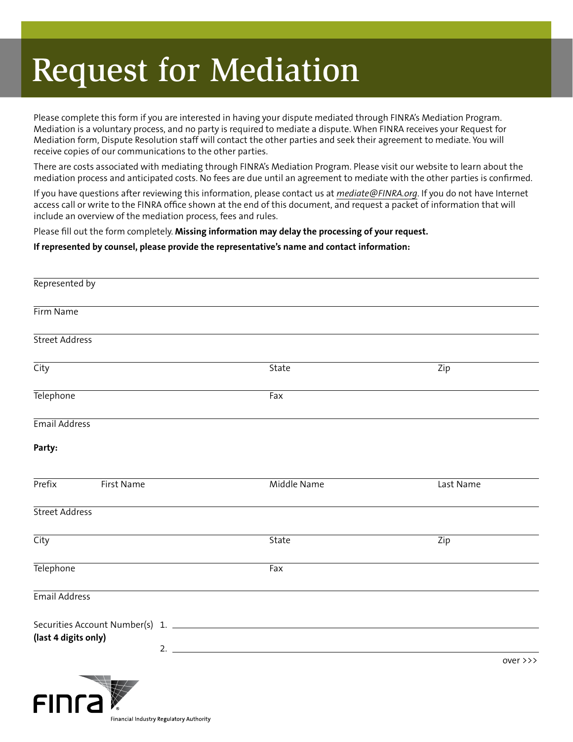# Request for Mediation

Please complete this form if you are interested in having your dispute mediated through FINRA's Mediation Program. Mediation is a voluntary process, and no party is required to mediate a dispute. When FINRA receives your Request for Mediation form, Dispute Resolution staff will contact the other parties and seek their agreement to mediate. You will receive copies of our communications to the other parties.

There are costs associated with mediating through FINRA's Mediation Program. Please visit our website to learn about the mediation process and anticipated costs. No fees are due until an agreement to mediate with the other parties is confirmed.

If you have questions after reviewing this information, please contact us at *mediate@FINRA.org*. If you do not have Internet access call or write to the FINRA office shown at the end of this document, and request a packet of information that will include an overview of the mediation process, fees and rules.

Please fill out the form completely. **Missing information may delay the processing of your request.**

**If represented by counsel, please provide the representative's name and contact information:**

Represented by ______________________________

Firm Name ______________________________

Street Address ______________________________

City ______________ State ______________ Zip ______________

Telephone ______________ Fax ______________

Email Address ______________________________

**Party:**

Prefix ______ First Name ______________ Middle Name ______________ Last Name ______________

Street Address ______________________________

City ______________ State ______________ Zip ______________

Telephone ______________ Fax ______________

Email Address ______________________________

Securities Account Number(s) 1. ______________________________
**(last 4 digits only)**
2. ______________________________

over >>>

FINRA
Financial Industry Regulatory Authority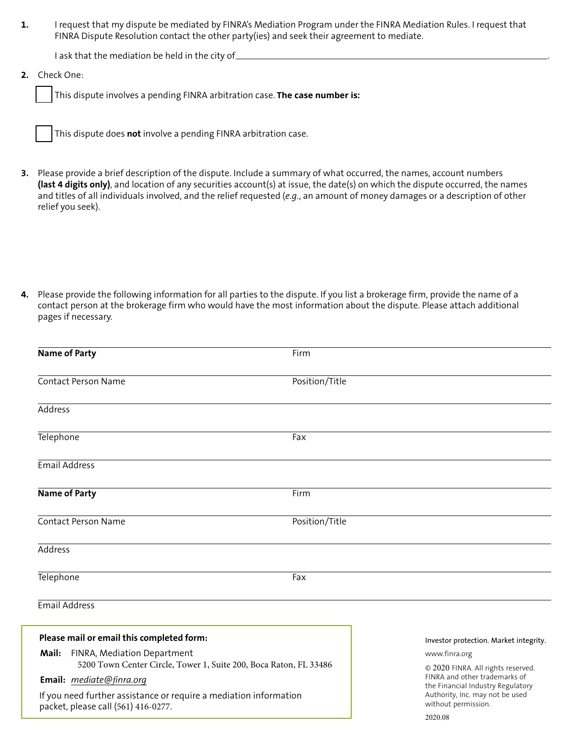1. I request that my dispute be mediated by FINRA's Mediation Program under the FINRA Mediation Rules. I request that FINRA Dispute Resolution contact the other party(ies) and seek their agreement to mediate.

   I ask that the mediation be held in the city of ______________________________________________.

2. Check One:

   ☐ This dispute involves a pending FINRA arbitration case. **The case number is:**

   ☐ This dispute does **not** involve a pending FINRA arbitration case.

3. Please provide a brief description of the dispute. Include a summary of what occurred, the names, account numbers **(last 4 digits only)**, and location of any securities account(s) at issue, the date(s) on which the dispute occurred, the names and titles of all individuals involved, and the relief requested (*e.g.*, an amount of money damages or a description of other relief you seek).

4. Please provide the following information for all parties to the dispute. If you list a brokerage firm, provide the name of a contact person at the brokerage firm who would have the most information about the dispute. Please attach additional pages if necessary.

| | |
|---|---|
| **Name of Party** | Firm |
| Contact Person Name | Position/Title |
| Address | |
| Telephone | Fax |
| Email Address | |

| | |
|---|---|
| **Name of Party** | Firm |
| Contact Person Name | Position/Title |
| Address | |
| Telephone | Fax |
| Email Address | |

**Please mail or email this completed form:**

**Mail:** FINRA, Mediation Department
5200 Town Center Circle, Tower 1, Suite 200, Boca Raton, FL 33486

**Email:** *mediate@finra.org*

If you need further assistance or require a mediation information packet, please call (561) 416-0277.

Investor protection. Market integrity.

www.finra.org

© 2020 FINRA. All rights reserved. FINRA and other trademarks of the Financial Industry Regulatory Authority, Inc. may not be used without permission.

2020.08